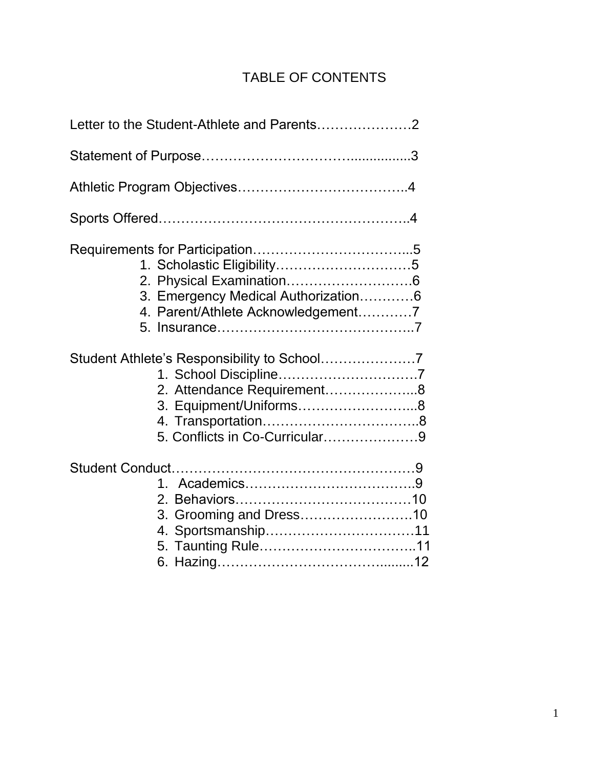# TABLE OF CONTENTS

Letter to the Student-Athlete and Parents…………………2

Statement of Purpose…………………………...............3

Athletic Program Objectives………………………………..4

Sports Offered………………………………………………..4

Requirements for Participation……………………………...5

1. Scholastic Eligibility…………………………5
2. Physical Examination……………………….6
3. Emergency Medical Authorization…………6
4. Parent/Athlete Acknowledgement…………7
5. Insurance……………………………………..7

Student Athlete's Responsibility to School…………………7

1. School Discipline…………………………7
2. Attendance Requirement………………...8
3. Equipment/Uniforms……………………...8
4. Transportation……………………………..8
5. Conflicts in Co-Curricular…………………9

Student Conduct………………………………………………9

1. Academics………………………………..9
2. Behaviors…………………………………10
3. Grooming and Dress……………………10
4. Sportsmanship……………………………11
5. Taunting Rule……………………………..11
6. Hazing……………………………….........12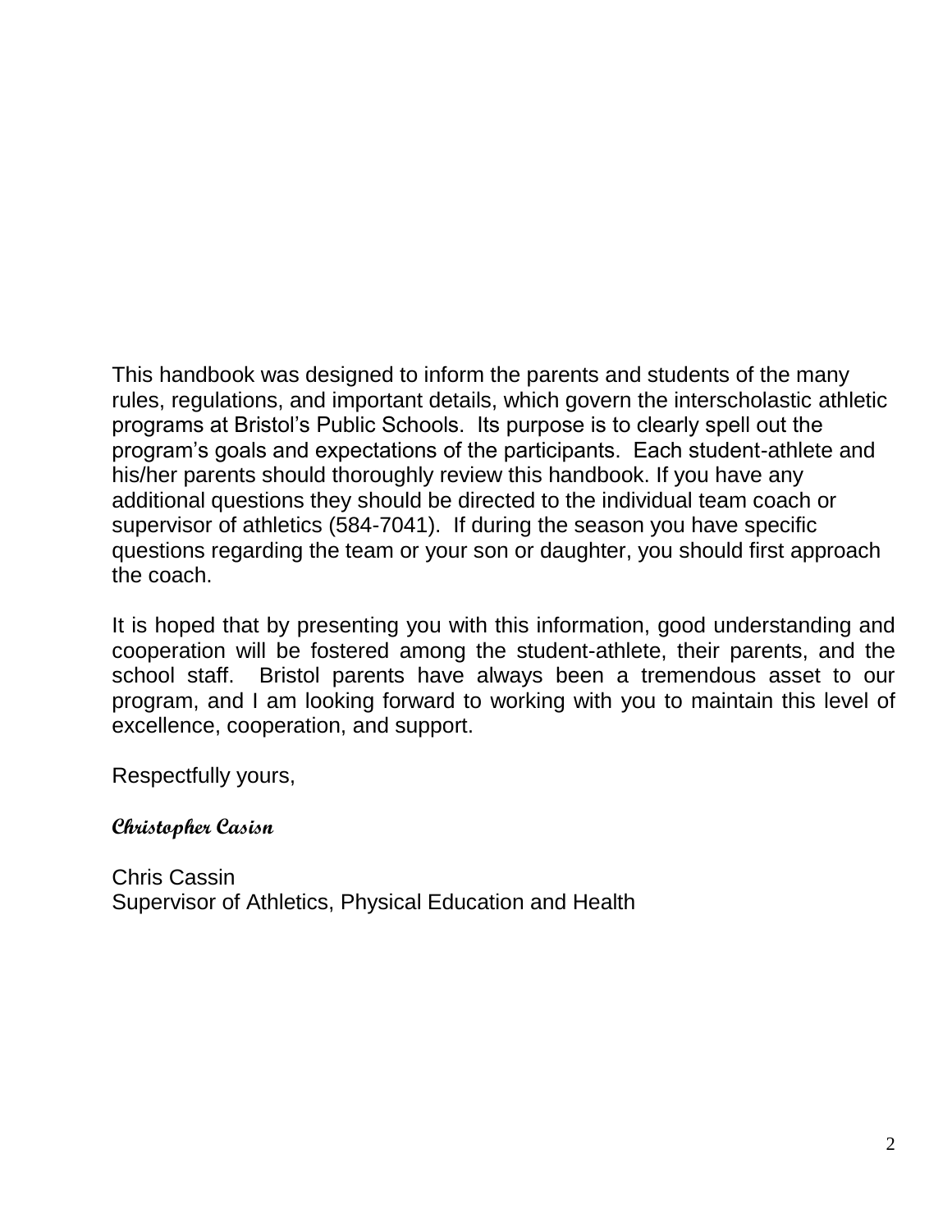This handbook was designed to inform the parents and students of the many rules, regulations, and important details, which govern the interscholastic athletic programs at Bristol's Public Schools. Its purpose is to clearly spell out the program's goals and expectations of the participants. Each student-athlete and his/her parents should thoroughly review this handbook. If you have any additional questions they should be directed to the individual team coach or supervisor of athletics (584-7041). If during the season you have specific questions regarding the team or your son or daughter, you should first approach the coach.

It is hoped that by presenting you with this information, good understanding and cooperation will be fostered among the student-athlete, their parents, and the school staff. Bristol parents have always been a tremendous asset to our program, and I am looking forward to working with you to maintain this level of excellence, cooperation, and support.

Respectfully yours,

***Christopher Casisn***

Chris Cassin
Supervisor of Athletics, Physical Education and Health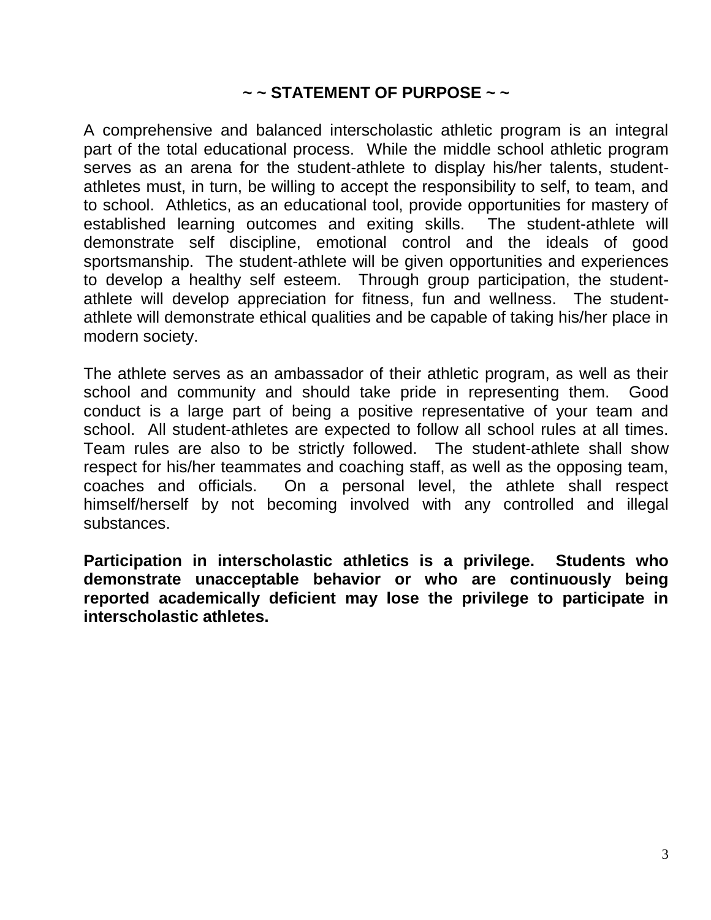## ~ ~ STATEMENT OF PURPOSE ~ ~

A comprehensive and balanced interscholastic athletic program is an integral part of the total educational process. While the middle school athletic program serves as an arena for the student-athlete to display his/her talents, student-athletes must, in turn, be willing to accept the responsibility to self, to team, and to school. Athletics, as an educational tool, provide opportunities for mastery of established learning outcomes and exiting skills. The student-athlete will demonstrate self discipline, emotional control and the ideals of good sportsmanship. The student-athlete will be given opportunities and experiences to develop a healthy self esteem. Through group participation, the student-athlete will develop appreciation for fitness, fun and wellness. The student-athlete will demonstrate ethical qualities and be capable of taking his/her place in modern society.

The athlete serves as an ambassador of their athletic program, as well as their school and community and should take pride in representing them. Good conduct is a large part of being a positive representative of your team and school. All student-athletes are expected to follow all school rules at all times. Team rules are also to be strictly followed. The student-athlete shall show respect for his/her teammates and coaching staff, as well as the opposing team, coaches and officials. On a personal level, the athlete shall respect himself/herself by not becoming involved with any controlled and illegal substances.

**Participation in interscholastic athletics is a privilege. Students who demonstrate unacceptable behavior or who are continuously being reported academically deficient may lose the privilege to participate in interscholastic athletes.**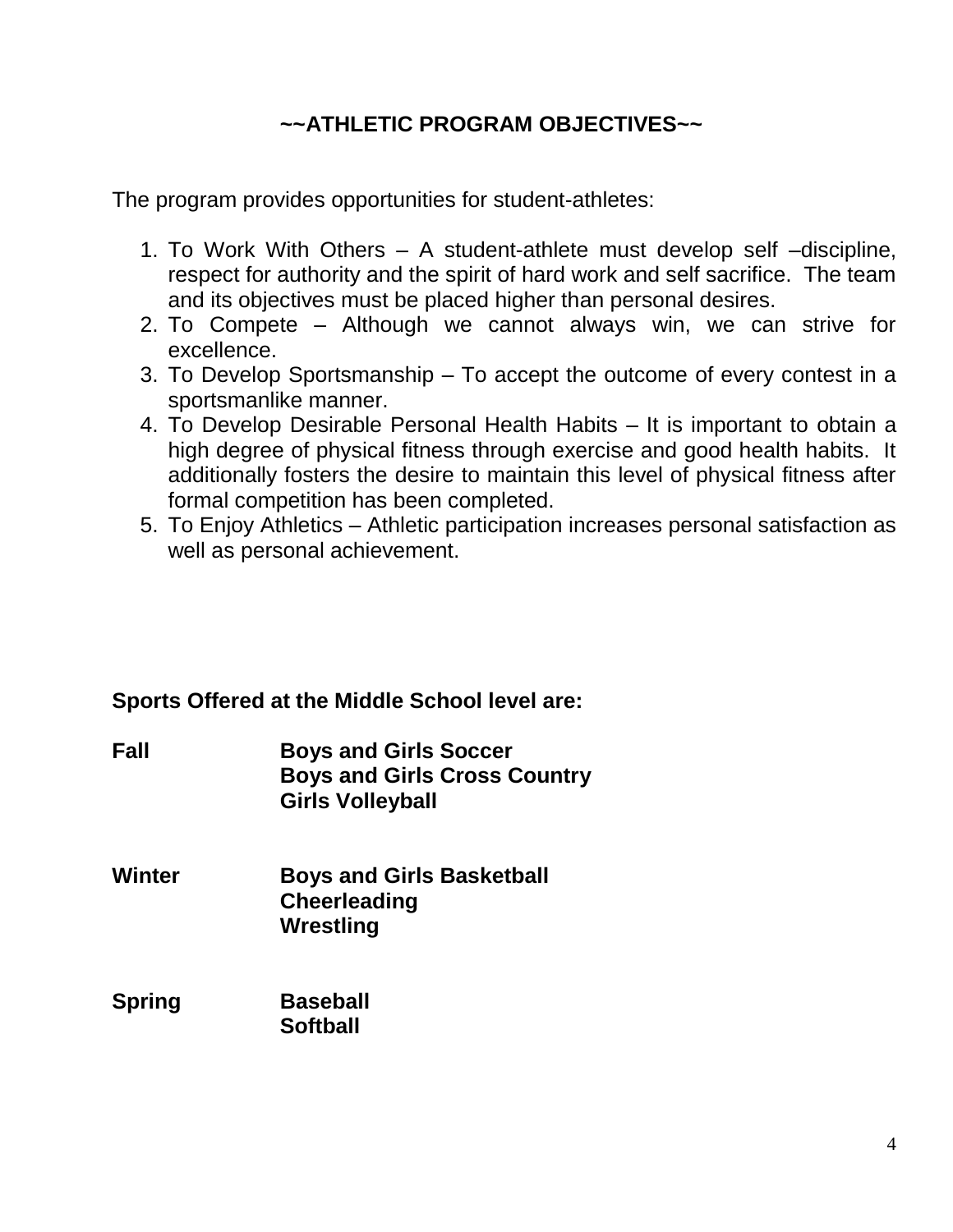## ~~ATHLETIC PROGRAM OBJECTIVES~~

The program provides opportunities for student-athletes:

1. To Work With Others – A student-athlete must develop self –discipline, respect for authority and the spirit of hard work and self sacrifice. The team and its objectives must be placed higher than personal desires.
2. To Compete – Although we cannot always win, we can strive for excellence.
3. To Develop Sportsmanship – To accept the outcome of every contest in a sportsmanlike manner.
4. To Develop Desirable Personal Health Habits – It is important to obtain a high degree of physical fitness through exercise and good health habits. It additionally fosters the desire to maintain this level of physical fitness after formal competition has been completed.
5. To Enjoy Athletics – Athletic participation increases personal satisfaction as well as personal achievement.

**Sports Offered at the Middle School level are:**

| | |
|---|---|
| **Fall** | **Boys and Girls Soccer** |
| | **Boys and Girls Cross Country** |
| | **Girls Volleyball** |
| **Winter** | **Boys and Girls Basketball** |
| | **Cheerleading** |
| | **Wrestling** |
| **Spring** | **Baseball** |
| | **Softball** |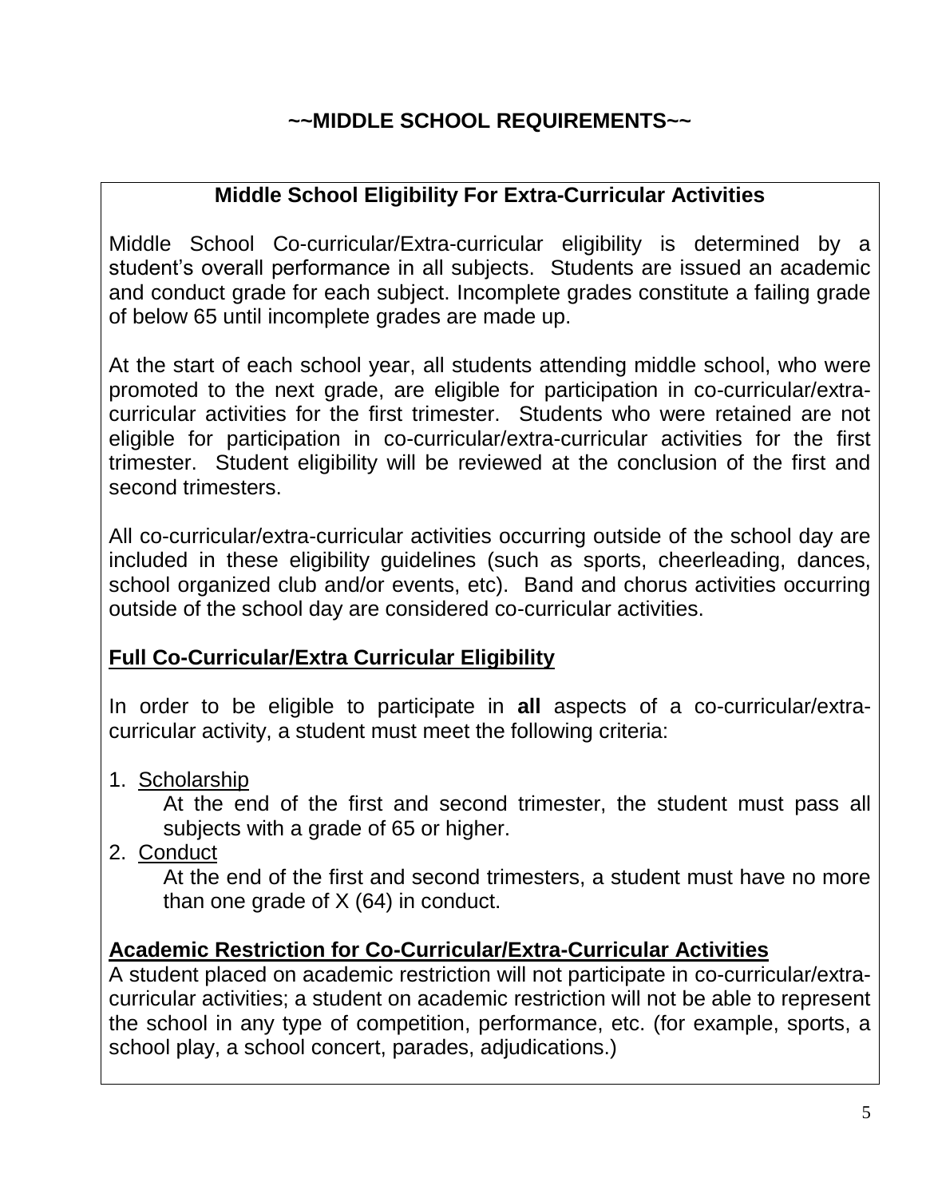# ~~MIDDLE SCHOOL REQUIREMENTS~~

## Middle School Eligibility For Extra-Curricular Activities

Middle School Co-curricular/Extra-curricular eligibility is determined by a student's overall performance in all subjects. Students are issued an academic and conduct grade for each subject. Incomplete grades constitute a failing grade of below 65 until incomplete grades are made up.

At the start of each school year, all students attending middle school, who were promoted to the next grade, are eligible for participation in co-curricular/extra-curricular activities for the first trimester. Students who were retained are not eligible for participation in co-curricular/extra-curricular activities for the first trimester. Student eligibility will be reviewed at the conclusion of the first and second trimesters.

All co-curricular/extra-curricular activities occurring outside of the school day are included in these eligibility guidelines (such as sports, cheerleading, dances, school organized club and/or events, etc). Band and chorus activities occurring outside of the school day are considered co-curricular activities.

### Full Co-Curricular/Extra Curricular Eligibility

In order to be eligible to participate in **all** aspects of a co-curricular/extra-curricular activity, a student must meet the following criteria:

1. Scholarship

   At the end of the first and second trimester, the student must pass all subjects with a grade of 65 or higher.

2. Conduct

   At the end of the first and second trimesters, a student must have no more than one grade of X (64) in conduct.

### Academic Restriction for Co-Curricular/Extra-Curricular Activities

A student placed on academic restriction will not participate in co-curricular/extra-curricular activities; a student on academic restriction will not be able to represent the school in any type of competition, performance, etc. (for example, sports, a school play, a school concert, parades, adjudications.)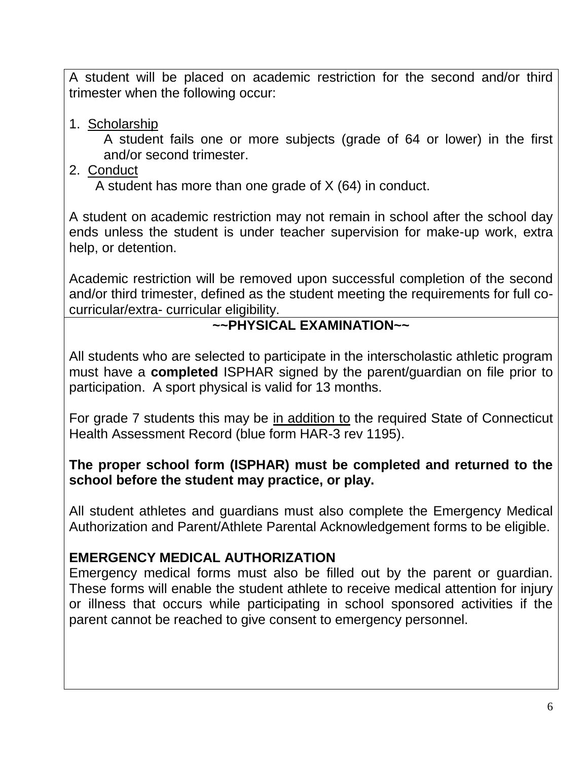A student will be placed on academic restriction for the second and/or third trimester when the following occur:

1. Scholarship
   A student fails one or more subjects (grade of 64 or lower) in the first and/or second trimester.
2. Conduct
   A student has more than one grade of X (64) in conduct.

A student on academic restriction may not remain in school after the school day ends unless the student is under teacher supervision for make-up work, extra help, or detention.

Academic restriction will be removed upon successful completion of the second and/or third trimester, defined as the student meeting the requirements for full co-curricular/extra- curricular eligibility.

## ~~PHYSICAL EXAMINATION~~

All students who are selected to participate in the interscholastic athletic program must have a **completed** ISPHAR signed by the parent/guardian on file prior to participation. A sport physical is valid for 13 months.

For grade 7 students this may be in addition to the required State of Connecticut Health Assessment Record (blue form HAR-3 rev 1195).

**The proper school form (ISPHAR) must be completed and returned to the school before the student may practice, or play.**

All student athletes and guardians must also complete the Emergency Medical Authorization and Parent/Athlete Parental Acknowledgement forms to be eligible.

**EMERGENCY MEDICAL AUTHORIZATION**

Emergency medical forms must also be filled out by the parent or guardian. These forms will enable the student athlete to receive medical attention for injury or illness that occurs while participating in school sponsored activities if the parent cannot be reached to give consent to emergency personnel.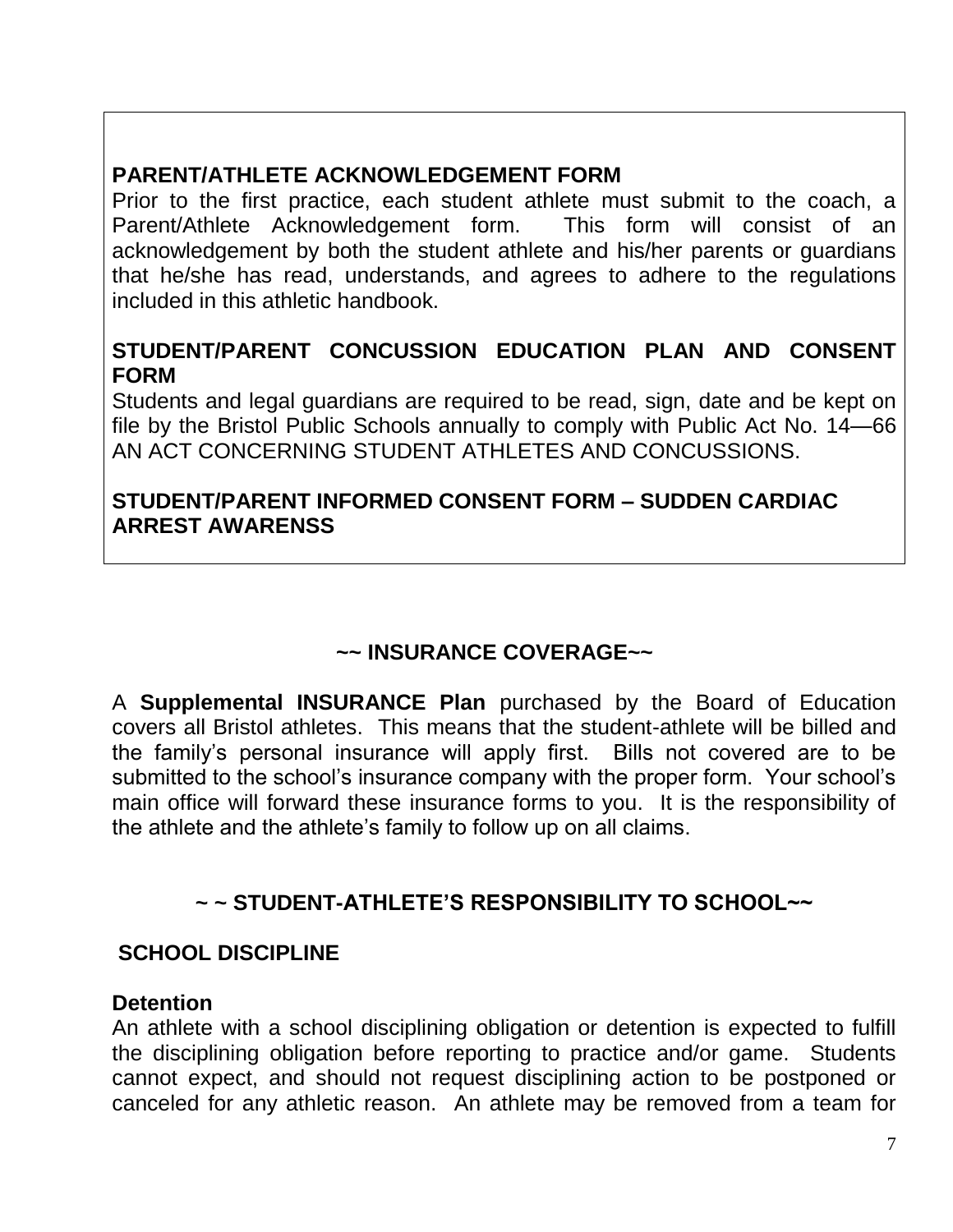**PARENT/ATHLETE ACKNOWLEDGEMENT FORM**

Prior to the first practice, each student athlete must submit to the coach, a Parent/Athlete Acknowledgement form. This form will consist of an acknowledgement by both the student athlete and his/her parents or guardians that he/she has read, understands, and agrees to adhere to the regulations included in this athletic handbook.

**STUDENT/PARENT CONCUSSION EDUCATION PLAN AND CONSENT FORM**

Students and legal guardians are required to be read, sign, date and be kept on file by the Bristol Public Schools annually to comply with Public Act No. 14—66 AN ACT CONCERNING STUDENT ATHLETES AND CONCUSSIONS.

**STUDENT/PARENT INFORMED CONSENT FORM – SUDDEN CARDIAC ARREST AWARENSS**

## ~~ INSURANCE COVERAGE~~

A **Supplemental INSURANCE Plan** purchased by the Board of Education covers all Bristol athletes. This means that the student-athlete will be billed and the family's personal insurance will apply first. Bills not covered are to be submitted to the school's insurance company with the proper form. Your school's main office will forward these insurance forms to you. It is the responsibility of the athlete and the athlete's family to follow up on all claims.

## ~ ~ STUDENT-ATHLETE'S RESPONSIBILITY TO SCHOOL~~

### SCHOOL DISCIPLINE

**Detention**

An athlete with a school disciplining obligation or detention is expected to fulfill the disciplining obligation before reporting to practice and/or game. Students cannot expect, and should not request disciplining action to be postponed or canceled for any athletic reason. An athlete may be removed from a team for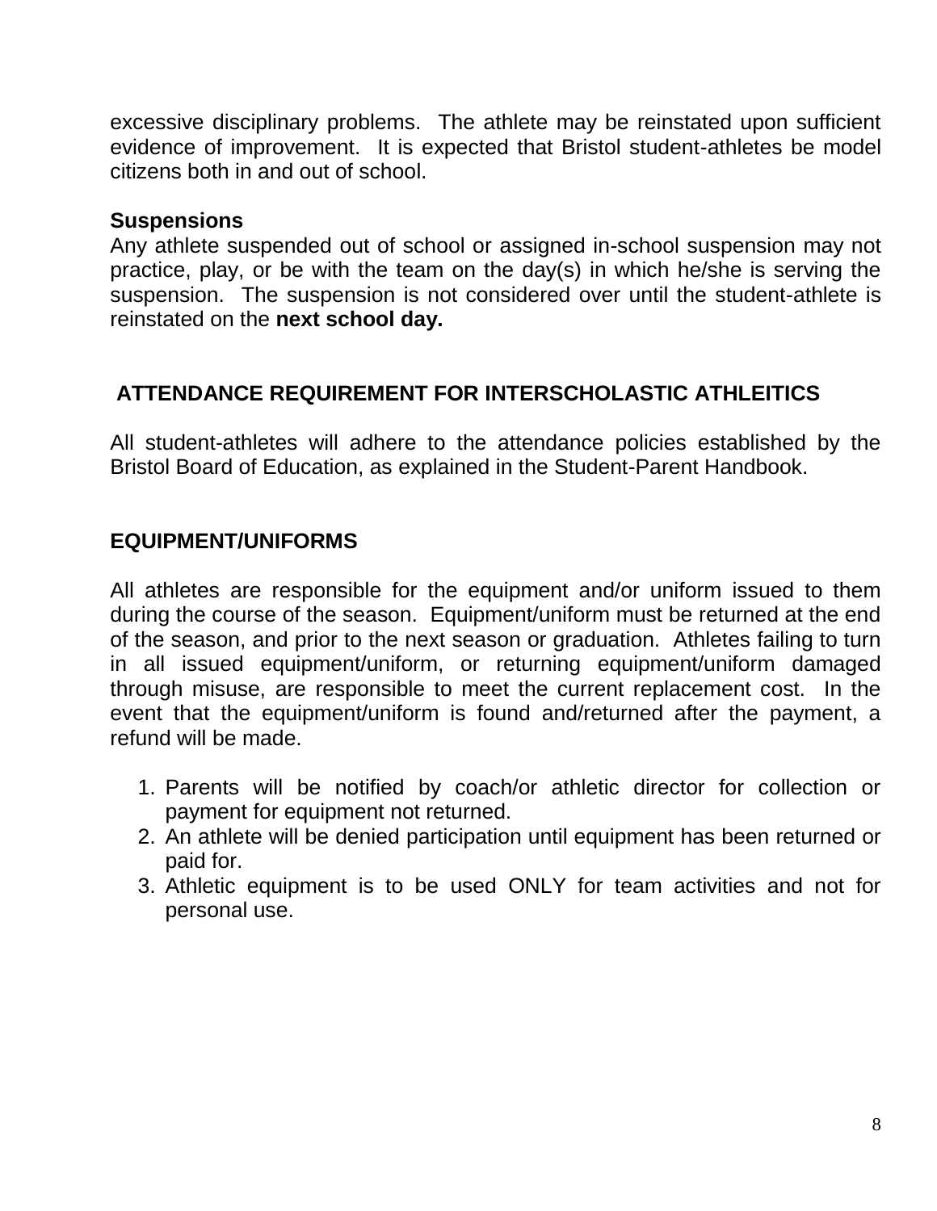excessive disciplinary problems. The athlete may be reinstated upon sufficient evidence of improvement. It is expected that Bristol student-athletes be model citizens both in and out of school.

**Suspensions**

Any athlete suspended out of school or assigned in-school suspension may not practice, play, or be with the team on the day(s) in which he/she is serving the suspension. The suspension is not considered over until the student-athlete is reinstated on the **next school day.**

## ATTENDANCE REQUIREMENT FOR INTERSCHOLASTIC ATHLEITICS

All student-athletes will adhere to the attendance policies established by the Bristol Board of Education, as explained in the Student-Parent Handbook.

## EQUIPMENT/UNIFORMS

All athletes are responsible for the equipment and/or uniform issued to them during the course of the season. Equipment/uniform must be returned at the end of the season, and prior to the next season or graduation. Athletes failing to turn in all issued equipment/uniform, or returning equipment/uniform damaged through misuse, are responsible to meet the current replacement cost. In the event that the equipment/uniform is found and/returned after the payment, a refund will be made.

1. Parents will be notified by coach/or athletic director for collection or payment for equipment not returned.
2. An athlete will be denied participation until equipment has been returned or paid for.
3. Athletic equipment is to be used ONLY for team activities and not for personal use.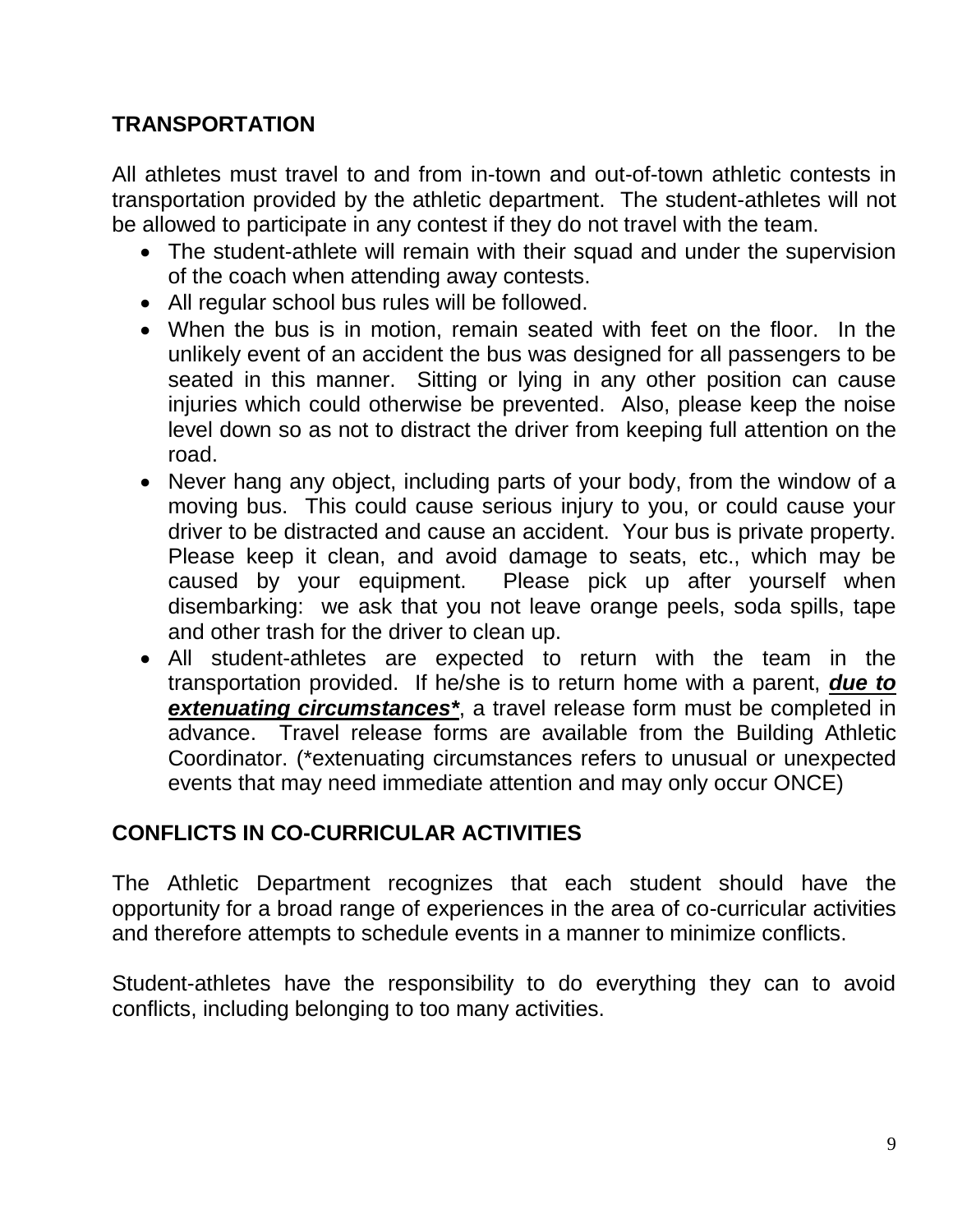## TRANSPORTATION

All athletes must travel to and from in-town and out-of-town athletic contests in transportation provided by the athletic department. The student-athletes will not be allowed to participate in any contest if they do not travel with the team.

- The student-athlete will remain with their squad and under the supervision of the coach when attending away contests.
- All regular school bus rules will be followed.
- When the bus is in motion, remain seated with feet on the floor. In the unlikely event of an accident the bus was designed for all passengers to be seated in this manner. Sitting or lying in any other position can cause injuries which could otherwise be prevented. Also, please keep the noise level down so as not to distract the driver from keeping full attention on the road.
- Never hang any object, including parts of your body, from the window of a moving bus. This could cause serious injury to you, or could cause your driver to be distracted and cause an accident. Your bus is private property. Please keep it clean, and avoid damage to seats, etc., which may be caused by your equipment. Please pick up after yourself when disembarking: we ask that you not leave orange peels, soda spills, tape and other trash for the driver to clean up.
- All student-athletes are expected to return with the team in the transportation provided. If he/she is to return home with a parent, <u>***due to extenuating circumstances****</u>, a travel release form must be completed in advance. Travel release forms are available from the Building Athletic Coordinator. (*extenuating circumstances refers to unusual or unexpected events that may need immediate attention and may only occur ONCE)

## CONFLICTS IN CO-CURRICULAR ACTIVITIES

The Athletic Department recognizes that each student should have the opportunity for a broad range of experiences in the area of co-curricular activities and therefore attempts to schedule events in a manner to minimize conflicts.

Student-athletes have the responsibility to do everything they can to avoid conflicts, including belonging to too many activities.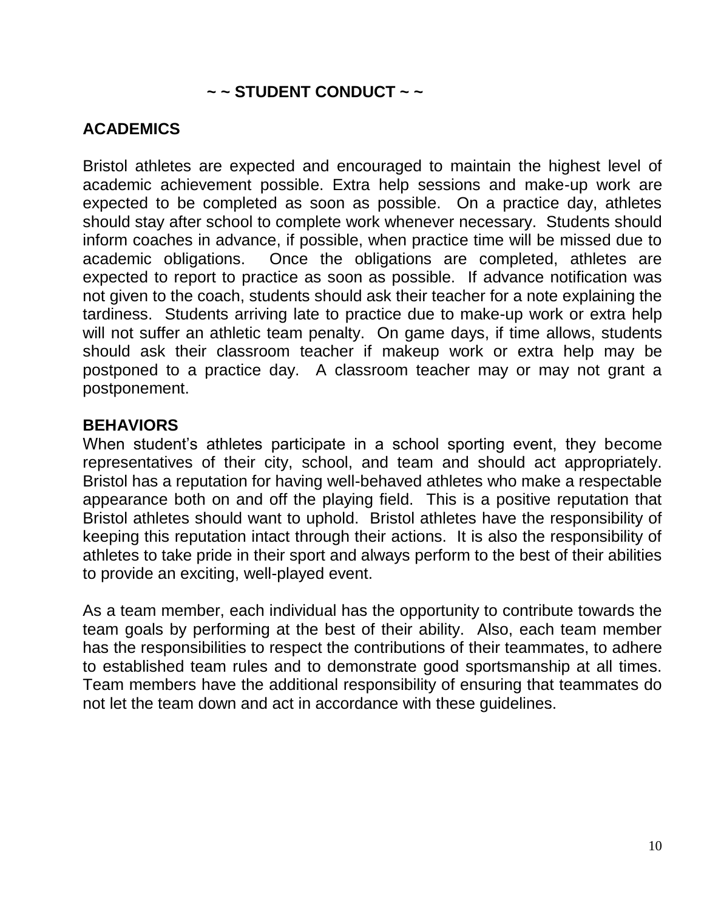## ~ ~ STUDENT CONDUCT ~ ~

### ACADEMICS

Bristol athletes are expected and encouraged to maintain the highest level of academic achievement possible. Extra help sessions and make-up work are expected to be completed as soon as possible. On a practice day, athletes should stay after school to complete work whenever necessary. Students should inform coaches in advance, if possible, when practice time will be missed due to academic obligations. Once the obligations are completed, athletes are expected to report to practice as soon as possible. If advance notification was not given to the coach, students should ask their teacher for a note explaining the tardiness. Students arriving late to practice due to make-up work or extra help will not suffer an athletic team penalty. On game days, if time allows, students should ask their classroom teacher if makeup work or extra help may be postponed to a practice day. A classroom teacher may or may not grant a postponement.

### BEHAVIORS

When student's athletes participate in a school sporting event, they become representatives of their city, school, and team and should act appropriately. Bristol has a reputation for having well-behaved athletes who make a respectable appearance both on and off the playing field. This is a positive reputation that Bristol athletes should want to uphold. Bristol athletes have the responsibility of keeping this reputation intact through their actions. It is also the responsibility of athletes to take pride in their sport and always perform to the best of their abilities to provide an exciting, well-played event.

As a team member, each individual has the opportunity to contribute towards the team goals by performing at the best of their ability. Also, each team member has the responsibilities to respect the contributions of their teammates, to adhere to established team rules and to demonstrate good sportsmanship at all times. Team members have the additional responsibility of ensuring that teammates do not let the team down and act in accordance with these guidelines.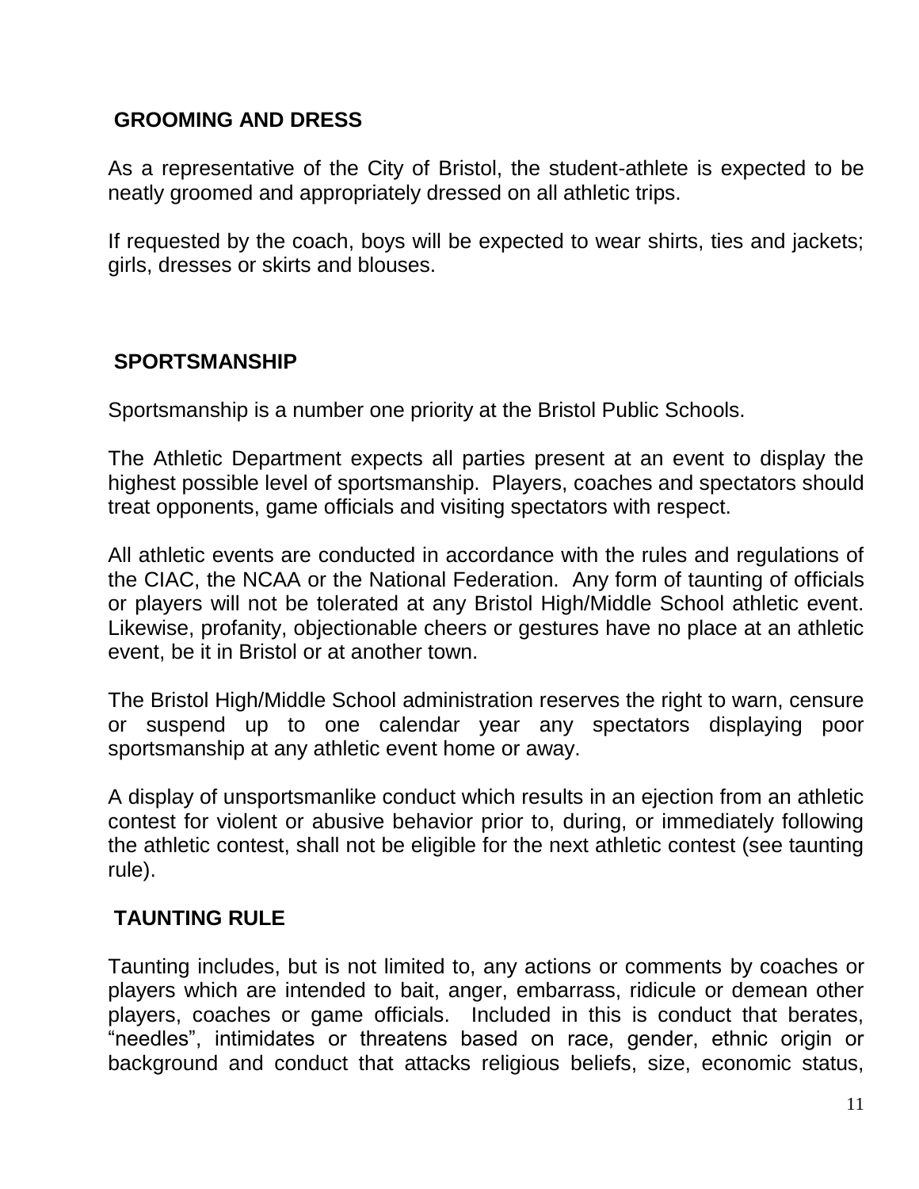## GROOMING AND DRESS

As a representative of the City of Bristol, the student-athlete is expected to be neatly groomed and appropriately dressed on all athletic trips.

If requested by the coach, boys will be expected to wear shirts, ties and jackets; girls, dresses or skirts and blouses.

## SPORTSMANSHIP

Sportsmanship is a number one priority at the Bristol Public Schools.

The Athletic Department expects all parties present at an event to display the highest possible level of sportsmanship. Players, coaches and spectators should treat opponents, game officials and visiting spectators with respect.

All athletic events are conducted in accordance with the rules and regulations of the CIAC, the NCAA or the National Federation. Any form of taunting of officials or players will not be tolerated at any Bristol High/Middle School athletic event. Likewise, profanity, objectionable cheers or gestures have no place at an athletic event, be it in Bristol or at another town.

The Bristol High/Middle School administration reserves the right to warn, censure or suspend up to one calendar year any spectators displaying poor sportsmanship at any athletic event home or away.

A display of unsportsmanlike conduct which results in an ejection from an athletic contest for violent or abusive behavior prior to, during, or immediately following the athletic contest, shall not be eligible for the next athletic contest (see taunting rule).

## TAUNTING RULE

Taunting includes, but is not limited to, any actions or comments by coaches or players which are intended to bait, anger, embarrass, ridicule or demean other players, coaches or game officials. Included in this is conduct that berates, "needles", intimidates or threatens based on race, gender, ethnic origin or background and conduct that attacks religious beliefs, size, economic status,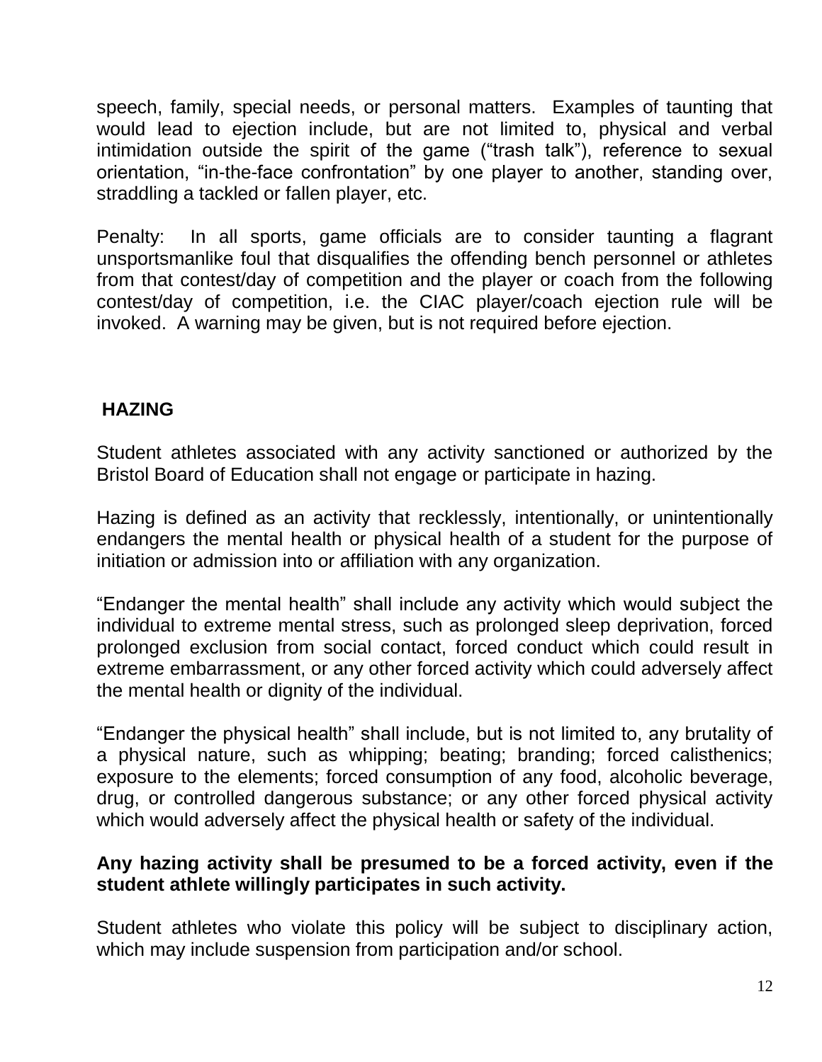speech, family, special needs, or personal matters. Examples of taunting that would lead to ejection include, but are not limited to, physical and verbal intimidation outside the spirit of the game ("trash talk"), reference to sexual orientation, "in-the-face confrontation" by one player to another, standing over, straddling a tackled or fallen player, etc.

Penalty: In all sports, game officials are to consider taunting a flagrant unsportsmanlike foul that disqualifies the offending bench personnel or athletes from that contest/day of competition and the player or coach from the following contest/day of competition, i.e. the CIAC player/coach ejection rule will be invoked. A warning may be given, but is not required before ejection.

## HAZING

Student athletes associated with any activity sanctioned or authorized by the Bristol Board of Education shall not engage or participate in hazing.

Hazing is defined as an activity that recklessly, intentionally, or unintentionally endangers the mental health or physical health of a student for the purpose of initiation or admission into or affiliation with any organization.

"Endanger the mental health" shall include any activity which would subject the individual to extreme mental stress, such as prolonged sleep deprivation, forced prolonged exclusion from social contact, forced conduct which could result in extreme embarrassment, or any other forced activity which could adversely affect the mental health or dignity of the individual.

"Endanger the physical health" shall include, but is not limited to, any brutality of a physical nature, such as whipping; beating; branding; forced calisthenics; exposure to the elements; forced consumption of any food, alcoholic beverage, drug, or controlled dangerous substance; or any other forced physical activity which would adversely affect the physical health or safety of the individual.

**Any hazing activity shall be presumed to be a forced activity, even if the student athlete willingly participates in such activity.**

Student athletes who violate this policy will be subject to disciplinary action, which may include suspension from participation and/or school.